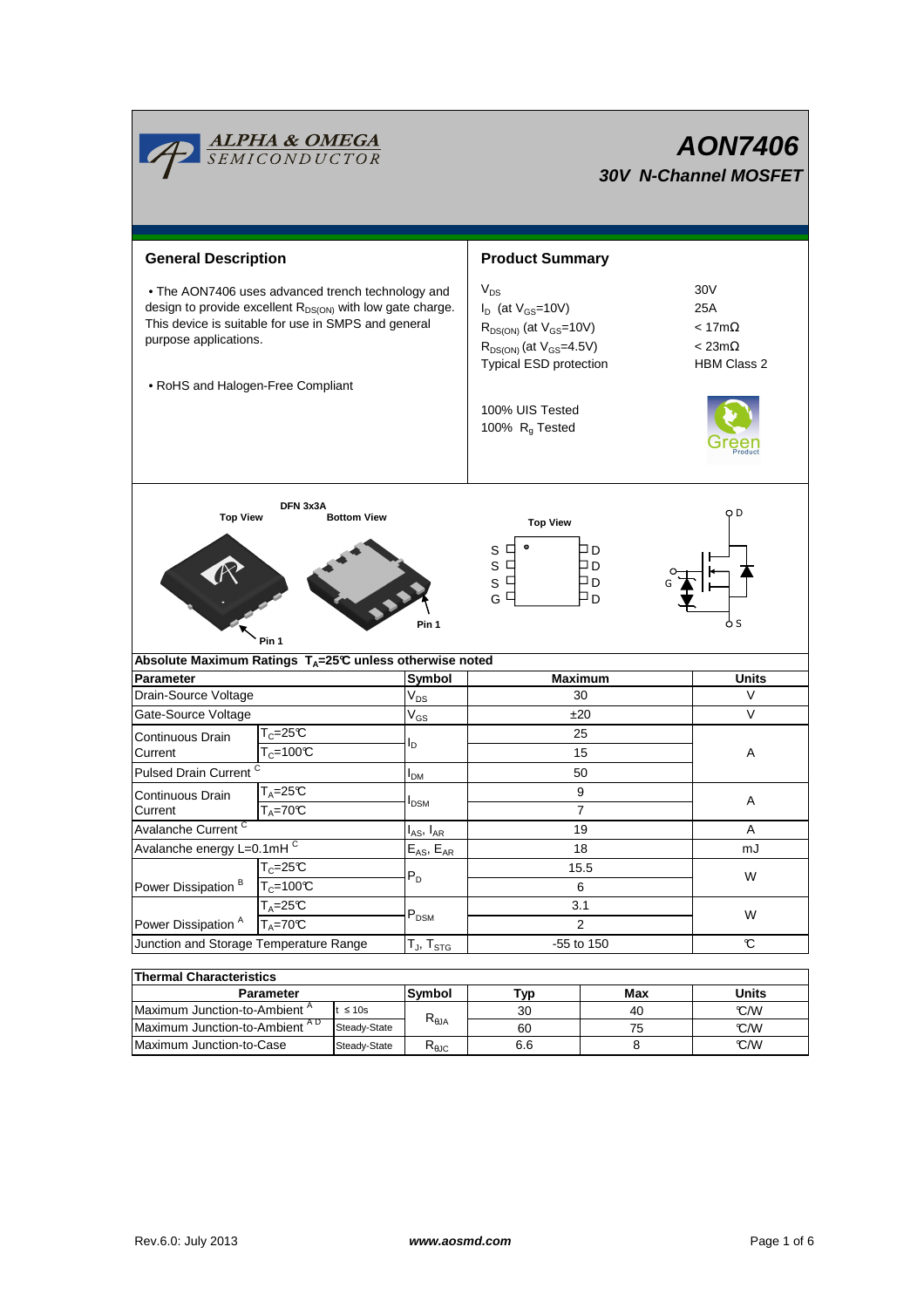# AON7406

## 30V N-Channel MOSFET

ALPHA & OMEGA SEMICONDUCTOR

## General Description

- The AON7406 uses advanced trench technology and design to provide excellent $R_{DS(ON)}$ with low gate charge. This device is suitable for use in SMPS and general purpose applications.

- RoHS and Halogen-Free Compliant

## Product Summary

| | |
|---|---|
| $V_{DS}$ | 30V |
| $I_D$ (at $V_{GS}$=10V) | 25A |
| $R_{DS(ON)}$ (at $V_{GS}$=10V) | < 17mΩ |
| $R_{DS(ON)}$ (at $V_{GS}$=4.5V) | < 23mΩ |
| Typical ESD protection | HBM Class 2 |

100% UIS Tested
100% $R_g$ Tested

DFN 3x3A

Top View — Bottom View — Pin 1

Top View: S, S, S, G / D, D, D, D

### Absolute Maximum Ratings $T_A$=25°C unless otherwise noted

| Parameter | | Symbol | Maximum | Units |
|---|---|---|---|---|
| Drain-Source Voltage | | $V_{DS}$ | 30 | V |
| Gate-Source Voltage | | $V_{GS}$ | ±20 | V |
| Continuous Drain Current | $T_C$=25°C | $I_D$ | 25 | A |
| | $T_C$=100°C | | 15 | |
| Pulsed Drain Current [C] | | $I_{DM}$ | 50 | |
| Continuous Drain Current | $T_A$=25°C | $I_{DSM}$ | 9 | A |
| | $T_A$=70°C | | 7 | |
| Avalanche Current [C] | | $I_{AS}$, $I_{AR}$ | 19 | A |
| Avalanche energy L=0.1mH [C] | | $E_{AS}$, $E_{AR}$ | 18 | mJ |
| Power Dissipation [B] | $T_C$=25°C | $P_D$ | 15.5 | W |
| | $T_C$=100°C | | 6 | |
| Power Dissipation [A] | $T_A$=25°C | $P_{DSM}$ | 3.1 | W |
| | $T_A$=70°C | | 2 | |
| Junction and Storage Temperature Range | | $T_J$, $T_{STG}$ | -55 to 150 | °C |

### Thermal Characteristics

| Parameter | | Symbol | Typ | Max | Units |
|---|---|---|---|---|---|
| Maximum Junction-to-Ambient [A] | t ≤ 10s | $R_{\theta JA}$ | 30 | 40 | °C/W |
| Maximum Junction-to-Ambient [A D] | Steady-State | | 60 | 75 | °C/W |
| Maximum Junction-to-Case | Steady-State | $R_{\theta JC}$ | 6.6 | 8 | °C/W |

Rev.6.0: July 2013 www.aosmd.com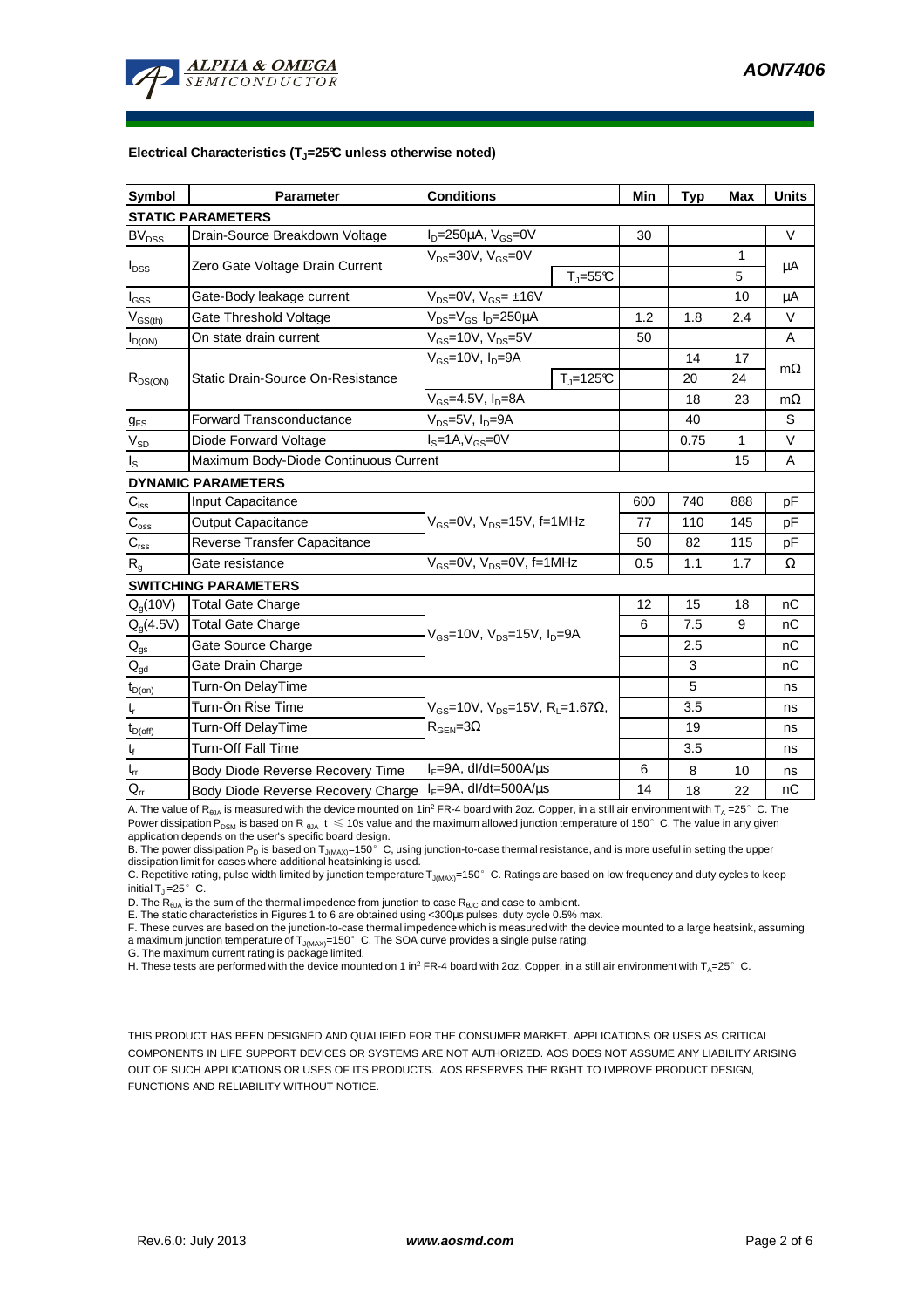**Electrical Characteristics ($T_J$=25°C unless otherwise noted)**

| Symbol | Parameter | Conditions | | Min | Typ | Max | Units |
|---|---|---|---|---|---|---|---|
| **STATIC PARAMETERS** | | | | | | | |
| $BV_{DSS}$ | Drain-Source Breakdown Voltage | $I_D$=250µA, $V_{GS}$=0V | | 30 | | | V |
| $I_{DSS}$ | Zero Gate Voltage Drain Current | $V_{DS}$=30V, $V_{GS}$=0V | | | | 1 | µA |
| | | | $T_J$=55°C | | | 5 | |
| $I_{GSS}$ | Gate-Body leakage current | $V_{DS}$=0V, $V_{GS}$= ±16V | | | | 10 | µA |
| $V_{GS(th)}$ | Gate Threshold Voltage | $V_{DS}$=$V_{GS}$ $I_D$=250µA | | 1.2 | 1.8 | 2.4 | V |
| $I_{D(ON)}$ | On state drain current | $V_{GS}$=10V, $V_{DS}$=5V | | 50 | | | A |
| $R_{DS(ON)}$ | Static Drain-Source On-Resistance | $V_{GS}$=10V, $I_D$=9A | | | 14 | 17 | mΩ |
| | | | $T_J$=125°C | | 20 | 24 | |
| | | $V_{GS}$=4.5V, $I_D$=8A | | | 18 | 23 | mΩ |
| $g_{FS}$ | Forward Transconductance | $V_{DS}$=5V, $I_D$=9A | | | 40 | | S |
| $V_{SD}$ | Diode Forward Voltage | $I_S$=1A,$V_{GS}$=0V | | | 0.75 | 1 | V |
| $I_S$ | Maximum Body-Diode Continuous Current | | | | | 15 | A |
| **DYNAMIC PARAMETERS** | | | | | | | |
| $C_{iss}$ | Input Capacitance | $V_{GS}$=0V, $V_{DS}$=15V, f=1MHz | | 600 | 740 | 888 | pF |
| $C_{oss}$ | Output Capacitance | | | 77 | 110 | 145 | pF |
| $C_{rss}$ | Reverse Transfer Capacitance | | | 50 | 82 | 115 | pF |
| $R_g$ | Gate resistance | $V_{GS}$=0V, $V_{DS}$=0V, f=1MHz | | 0.5 | 1.1 | 1.7 | Ω |
| **SWITCHING PARAMETERS** | | | | | | | |
| $Q_g$(10V) | Total Gate Charge | $V_{GS}$=10V, $V_{DS}$=15V, $I_D$=9A | | 12 | 15 | 18 | nC |
| $Q_g$(4.5V) | Total Gate Charge | | | 6 | 7.5 | 9 | nC |
| $Q_{gs}$ | Gate Source Charge | | | | 2.5 | | nC |
| $Q_{gd}$ | Gate Drain Charge | | | | 3 | | nC |
| $t_{D(on)}$ | Turn-On DelayTime | $V_{GS}$=10V, $V_{DS}$=15V, $R_L$=1.67Ω, $R_{GEN}$=3Ω | | | 5 | | ns |
| $t_r$ | Turn-On Rise Time | | | | 3.5 | | ns |
| $t_{D(off)}$ | Turn-Off DelayTime | | | | 19 | | ns |
| $t_f$ | Turn-Off Fall Time | | | | 3.5 | | ns |
| $t_{rr}$ | Body Diode Reverse Recovery Time | $I_F$=9A, dI/dt=500A/µs | | 6 | 8 | 10 | ns |
| $Q_{rr}$ | Body Diode Reverse Recovery Charge | $I_F$=9A, dI/dt=500A/µs | | 14 | 18 | 22 | nC |

A. The value of $R_{\theta JA}$ is measured with the device mounted on 1in² FR-4 board with 2oz. Copper, in a still air environment with $T_A$ =25° C. The Power dissipation $P_{DSM}$ is based on R $_{\theta JA}$ t ≤ 10s value and the maximum allowed junction temperature of 150° C. The value in any given application depends on the user's specific board design.

B. The power dissipation $P_D$ is based on $T_{J(MAX)}$=150° C, using junction-to-case thermal resistance, and is more useful in setting the upper dissipation limit for cases where additional heatsinking is used.

C. Repetitive rating, pulse width limited by junction temperature $T_{J(MAX)}$=150° C. Ratings are based on low frequency and duty cycles to keep initial $T_J$ =25° C.

D. The $R_{\theta JA}$ is the sum of the thermal impedence from junction to case $R_{\theta JC}$ and case to ambient.

E. The static characteristics in Figures 1 to 6 are obtained using <300µs pulses, duty cycle 0.5% max.

F. These curves are based on the junction-to-case thermal impedence which is measured with the device mounted to a large heatsink, assuming a maximum junction temperature of $T_{J(MAX)}$=150° C. The SOA curve provides a single pulse rating.

G. The maximum current rating is package limited.

H. These tests are performed with the device mounted on 1 in² FR-4 board with 2oz. Copper, in a still air environment with $T_A$=25° C.

THIS PRODUCT HAS BEEN DESIGNED AND QUALIFIED FOR THE CONSUMER MARKET. APPLICATIONS OR USES AS CRITICAL COMPONENTS IN LIFE SUPPORT DEVICES OR SYSTEMS ARE NOT AUTHORIZED. AOS DOES NOT ASSUME ANY LIABILITY ARISING OUT OF SUCH APPLICATIONS OR USES OF ITS PRODUCTS. AOS RESERVES THE RIGHT TO IMPROVE PRODUCT DESIGN, FUNCTIONS AND RELIABILITY WITHOUT NOTICE.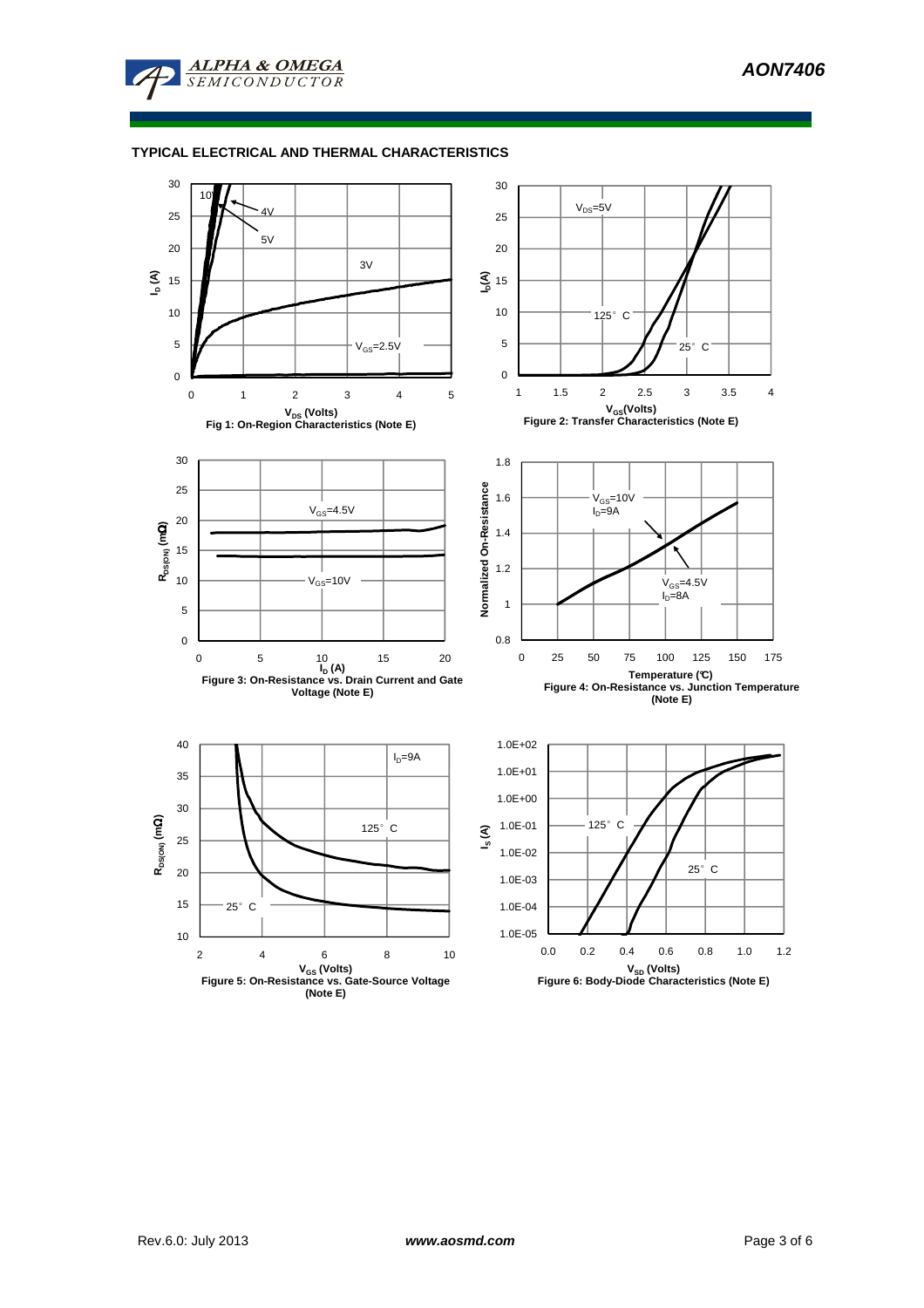## TYPICAL ELECTRICAL AND THERMAL CHARACTERISTICS

Fig 1: On-Region Characteristics (Note E)

Figure 2: Transfer Characteristics (Note E)

Figure 3: On-Resistance vs. Drain Current and Gate Voltage (Note E)

Figure 4: On-Resistance vs. Junction Temperature (Note E)

Figure 5: On-Resistance vs. Gate-Source Voltage (Note E)

Figure 6: Body-Diode Characteristics (Note E)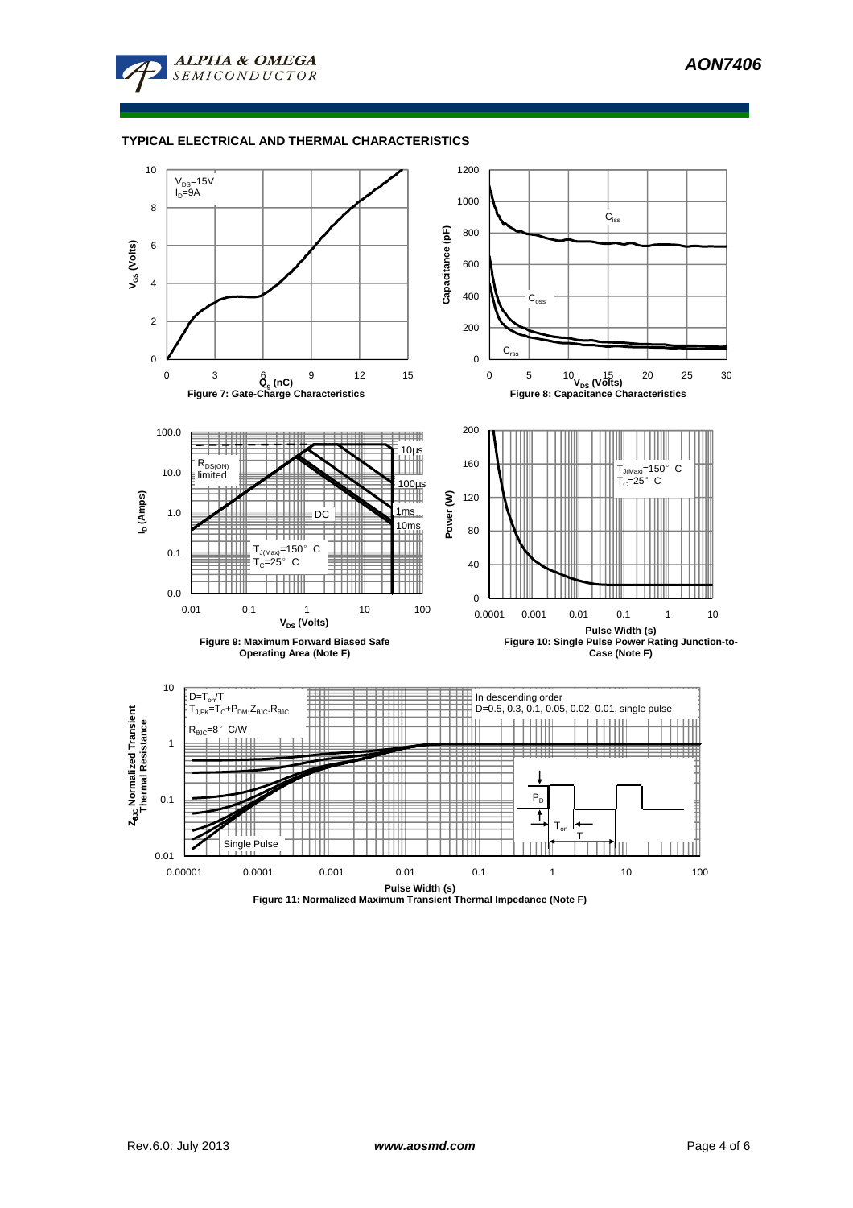## TYPICAL ELECTRICAL AND THERMAL CHARACTERISTICS

$V_{DS}$=15V
$I_D$=9A

$V_{GS}$ (Volts)

$Q_g$ (nC)

Figure 7: Gate-Charge Characteristics

$C_{iss}$

$C_{oss}$

$C_{rss}$

Capacitance (pF)

$V_{DS}$ (Volts)

Figure 8: Capacitance Characteristics

$R_{DS(ON)}$ limited

10µs

100µs

1ms

10ms

DC

$T_{J(Max)}$=150° C
$T_C$=25° C

$I_D$ (Amps)

$V_{DS}$ (Volts)

Figure 9: Maximum Forward Biased Safe Operating Area (Note F)

$T_{J(Max)}$=150° C
$T_C$=25° C

Power (W)

Pulse Width (s)

Figure 10: Single Pulse Power Rating Junction-to-Case (Note F)

$D=T_{on}/T$
$T_{J,PK}=T_C+P_{DM}.Z_{\theta JC}.R_{\theta JC}$
$R_{\theta JC}$=8° C/W

In descending order
D=0.5, 0.3, 0.1, 0.05, 0.02, 0.01, single pulse

Single Pulse

$P_D$

$T_{on}$

T

$Z_{\theta JC}$ Normalized Transient Thermal Resistance

Pulse Width (s)

Figure 11: Normalized Maximum Transient Thermal Impedance (Note F)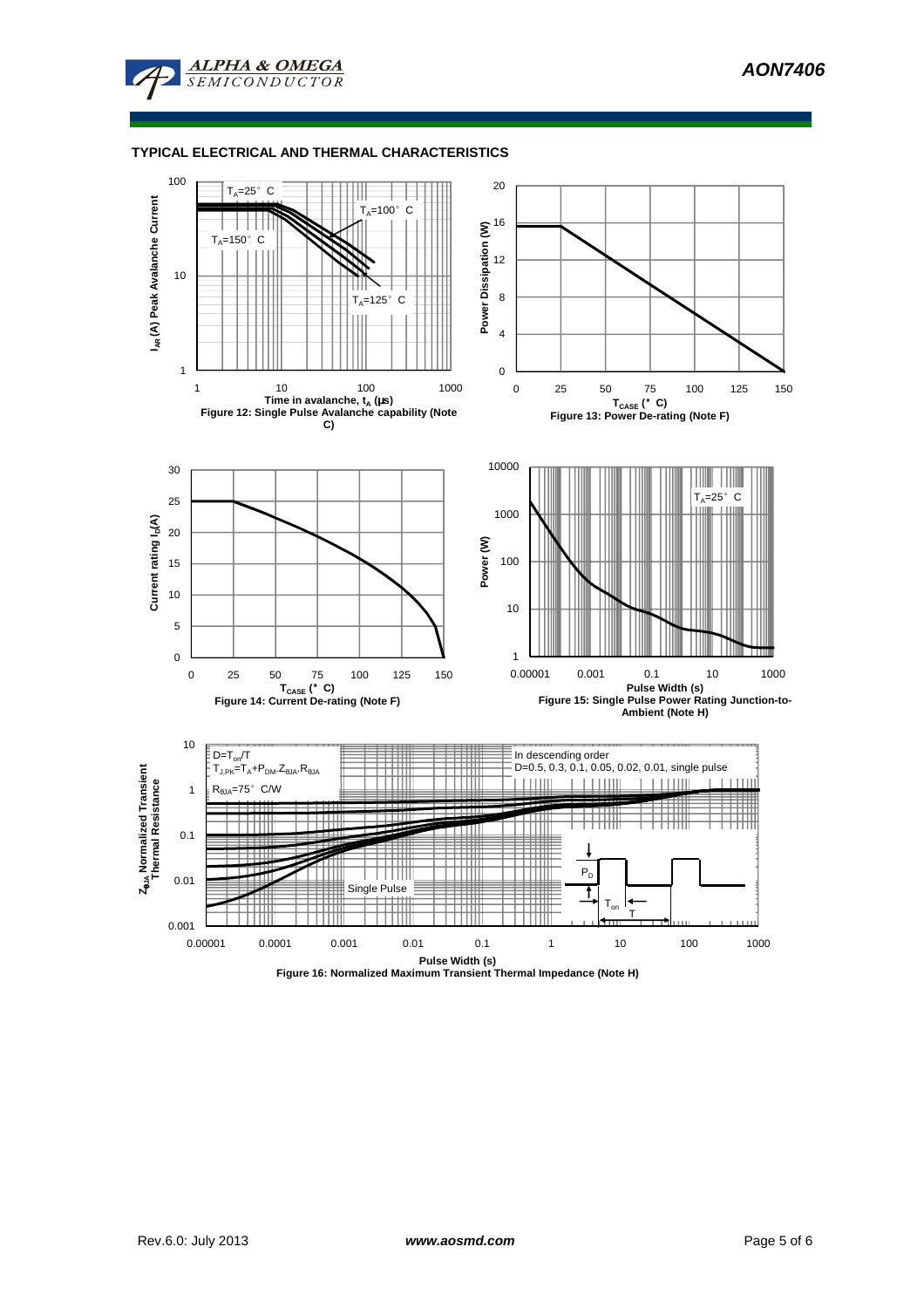## TYPICAL ELECTRICAL AND THERMAL CHARACTERISTICS

$T_A$=25° C

$T_A$=100° C

$T_A$=150° C

$T_A$=125° C

$I_{AR}$ (A) Peak Avalanche Current

Time in avalanche, $t_A$ (μs)

Figure 12: Single Pulse Avalanche capability (Note C)

Power Dissipation (W)

$T_{CASE}$ (° C)

Figure 13: Power De-rating (Note F)

Current rating $I_D$(A)

$T_{CASE}$ (° C)

Figure 14: Current De-rating (Note F)

$T_A$=25° C

Power (W)

Pulse Width (s)

Figure 15: Single Pulse Power Rating Junction-to-Ambient (Note H)

$D=T_{on}/T$

$T_{J,PK}=T_A+P_{DM}.Z_{\theta JA}.R_{\theta JA}$

$R_{\theta JA}$=75° C/W

In descending order

D=0.5, 0.3, 0.1, 0.05, 0.02, 0.01, single pulse

Single Pulse

$P_D$

$T_{on}$

T

$Z_{\theta JA}$ Normalized Transient Thermal Resistance

Pulse Width (s)

Figure 16: Normalized Maximum Transient Thermal Impedance (Note H)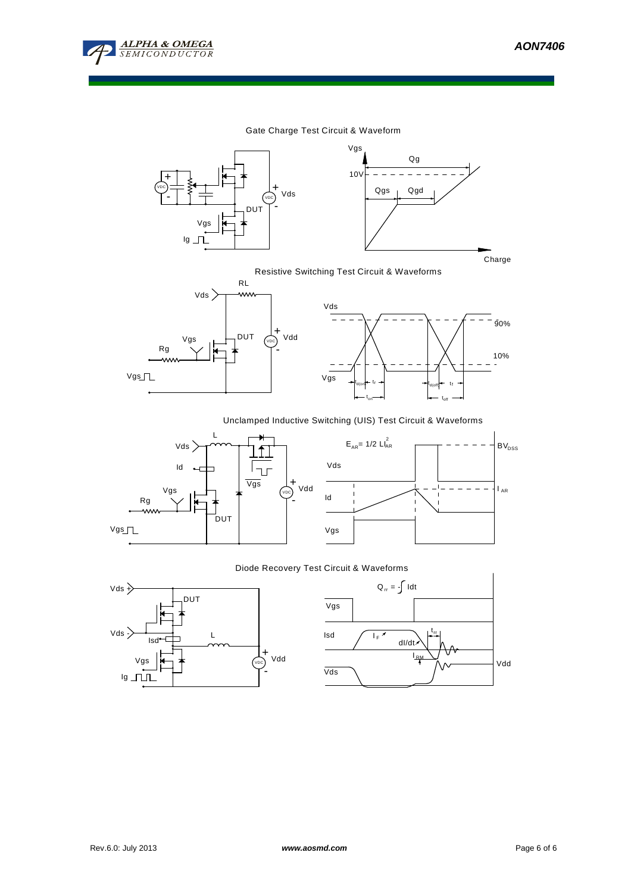## Gate Charge Test Circuit & Waveform

VDC
+
-
Vds
+
-
DUT
Vgs
Ig

Vgs
Qg
10V
Qgs
Qgd
Charge

## Resistive Switching Test Circuit & Waveforms

RL
Vds
Vgs
Rg
DUT
Vdd
VDC
+
-
Vgs

Vds
90%
10%
Vgs
$t_{d(on)}$
$t_r$
$t_{on}$
$t_{d(off)}$
$t_f$
$t_{off}$

## Unclamped Inductive Switching (UIS) Test Circuit & Waveforms

L
Vds
Id
Vgs
Rg
DUT
Vgs
Vdd
VDC
+
-
Vgs

$E_{AR} = 1/2\ LI_{AR}^2$
$BV_{DSS}$
Vds
Id
$I_{AR}$
Vgs

## Diode Recovery Test Circuit & Waveforms

Vds +
DUT
Vds -
Isd
L
Vgs
Ig
Vdd
VDC
+
-

$Q_{rr} = -\int Idt$
Vgs
Isd
$I_F$
dI/dt
$t_{rr}$
$I_{RM}$
Vds
Vdd